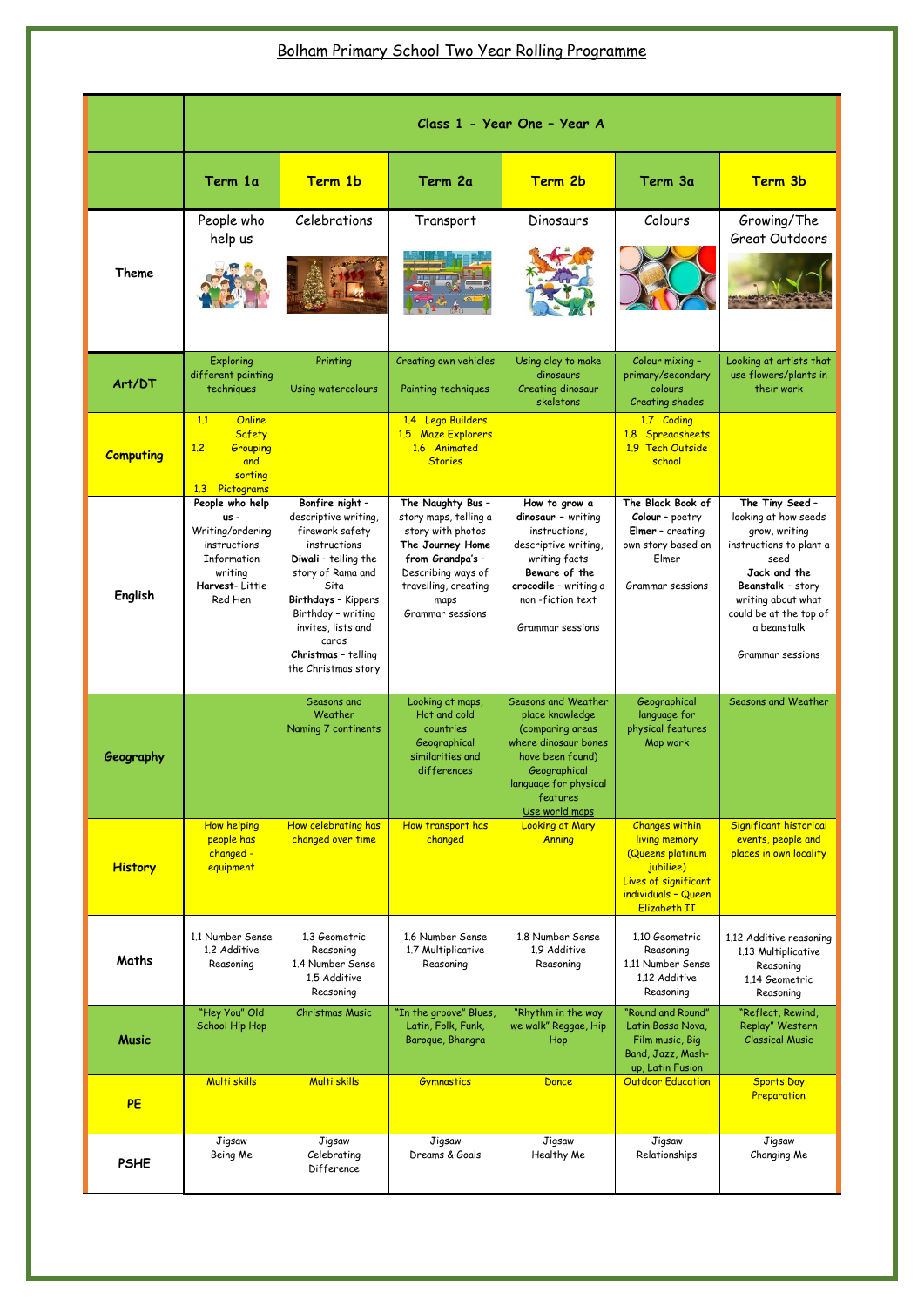# Bolham Primary School Two Year Rolling Programme

| | Class 1 - Year One – Year A | | | | | |
|---|---|---|---|---|---|---|
| | **Term 1a** | **Term 1b** | **Term 2a** | **Term 2b** | **Term 3a** | **Term 3b** |
| **Theme** | People who help us | Celebrations | Transport | Dinosaurs | Colours | Growing/The Great Outdoors |
| **Art/DT** | Exploring different painting techniques | Printing<br><br>Using watercolours | Creating own vehicles<br><br>Painting techniques | Using clay to make dinosaurs<br>Creating dinosaur skeletons | Colour mixing – primary/secondary colours<br>Creating shades | Looking at artists that use flowers/plants in their work |
| **Computing** | 1.1 Online Safety<br>1.2 Grouping and sorting<br>1.3 Pictograms | | 1.4 Lego Builders<br>1.5 Maze Explorers<br>1.6 Animated Stories | | 1.7 Coding<br>1.8 Spreadsheets<br>1.9 Tech Outside school | |
| **English** | **People who help us** - Writing/ordering instructions<br>Information writing<br>**Harvest**- Little Red Hen | **Bonfire night** – descriptive writing, firework safety instructions<br>**Diwali** – telling the story of Rama and Sita<br>**Birthdays** – Kippers Birthday – writing invites, lists and cards<br>**Christmas** – telling the Christmas story | **The Naughty Bus** – story maps, telling a story with photos<br>**The Journey Home from Grandpa's** – Describing ways of travelling, creating maps<br>Grammar sessions | **How to grow a dinosaur** – writing instructions, descriptive writing, writing facts<br>**Beware of the crocodile** – writing a non -fiction text<br><br>Grammar sessions | **The Black Book of Colour** – poetry<br>**Elmer** – creating own story based on Elmer<br><br>Grammar sessions | **The Tiny Seed** – looking at how seeds grow, writing instructions to plant a seed<br>**Jack and the Beanstalk** – story writing about what could be at the top of a beanstalk<br><br>Grammar sessions |
| **Geography** | | Seasons and Weather<br>Naming 7 continents | Looking at maps, Hot and cold countries<br>Geographical similarities and differences | Seasons and Weather<br>place knowledge (comparing areas where dinosaur bones have been found)<br>Geographical language for physical features<br>Use world maps | Geographical language for physical features<br>Map work | Seasons and Weather |
| **History** | How helping people has changed - equipment | How celebrating has changed over time | How transport has changed | Looking at Mary Anning | Changes within living memory (Queens platinum jubiliee)<br>Lives of significant individuals – Queen Elizabeth II | Significant historical events, people and places in own locality |
| **Maths** | 1.1 Number Sense<br>1.2 Additive Reasoning | 1.3 Geometric Reasoning<br>1.4 Number Sense<br>1.5 Additive Reasoning | 1.6 Number Sense<br>1.7 Multiplicative Reasoning | 1.8 Number Sense<br>1.9 Additive Reasoning | 1.10 Geometric Reasoning<br>1.11 Number Sense<br>1.12 Additive Reasoning | 1.12 Additive reasoning<br>1.13 Multiplicative Reasoning<br>1.14 Geometric Reasoning |
| **Music** | "Hey You" Old School Hip Hop | Christmas Music | "In the groove" Blues, Latin, Folk, Funk, Baroque, Bhangra | "Rhythm in the way we walk" Reggae, Hip Hop | "Round and Round" Latin Bossa Nova, Film music, Big Band, Jazz, Mash-up, Latin Fusion | "Reflect, Rewind, Replay" Western Classical Music |
| **PE** | Multi skills | Multi skills | Gymnastics | Dance | Outdoor Education | Sports Day Preparation |
| **PSHE** | Jigsaw<br>Being Me | Jigsaw<br>Celebrating Difference | Jigsaw<br>Dreams & Goals | Jigsaw<br>Healthy Me | Jigsaw<br>Relationships | Jigsaw<br>Changing Me |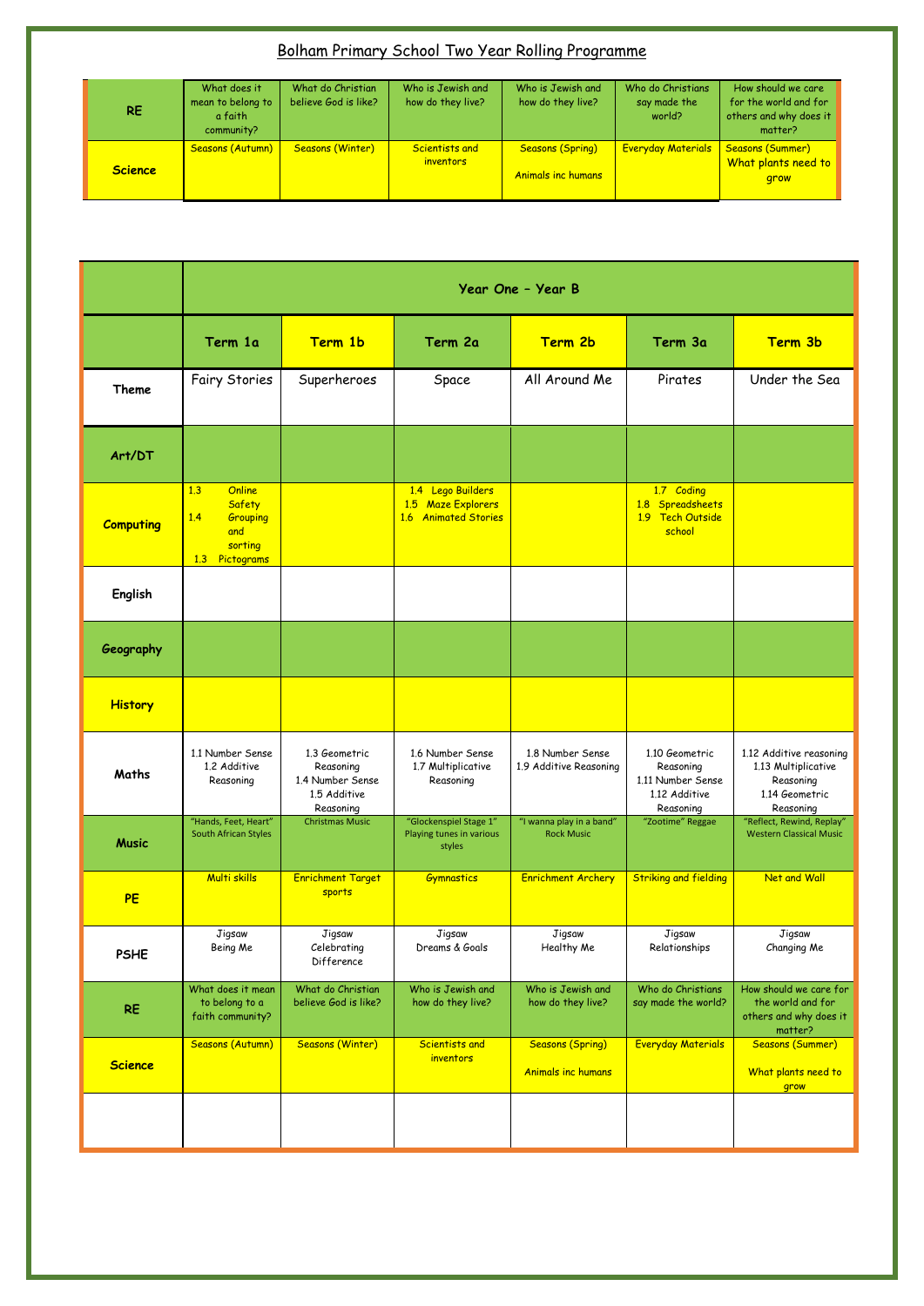# Bolham Primary School Two Year Rolling Programme

| | | | | | | |
|---|---|---|---|---|---|---|
| **RE** | What does it mean to belong to a faith community? | What do Christian believe God is like? | Who is Jewish and how do they live? | Who is Jewish and how do they live? | Who do Christians say made the world? | How should we care for the world and for others and why does it matter? |
| **Science** | Seasons (Autumn) | Seasons (Winter) | Scientists and inventors | Seasons (Spring)<br><br>Animals inc humans | Everyday Materials | Seasons (Summer)<br>What plants need to grow |

| | Year One – Year B | | | | | |
|---|---|---|---|---|---|---|
| | **Term 1a** | **Term 1b** | **Term 2a** | **Term 2b** | **Term 3a** | **Term 3b** |
| **Theme** | Fairy Stories | Superheroes | Space | All Around Me | Pirates | Under the Sea |
| **Art/DT** | | | | | | |
| **Computing** | 1.3 Online Safety<br>1.4 Grouping and sorting<br>1.3 Pictograms | | 1.4 Lego Builders<br>1.5 Maze Explorers<br>1.6 Animated Stories | | 1.7 Coding<br>1.8 Spreadsheets<br>1.9 Tech Outside school | |
| **English** | | | | | | |
| **Geography** | | | | | | |
| **History** | | | | | | |
| **Maths** | 1.1 Number Sense<br>1.2 Additive Reasoning | 1.3 Geometric Reasoning<br>1.4 Number Sense<br>1.5 Additive Reasoning | 1.6 Number Sense<br>1.7 Multiplicative Reasoning | 1.8 Number Sense<br>1.9 Additive Reasoning | 1.10 Geometric Reasoning<br>1.11 Number Sense<br>1.12 Additive Reasoning | 1.12 Additive reasoning<br>1.13 Multiplicative Reasoning<br>1.14 Geometric Reasoning |
| **Music** | "Hands, Feet, Heart"<br>South African Styles | Christmas Music | "Glockenspiel Stage 1"<br>Playing tunes in various styles | "I wanna play in a band"<br>Rock Music | "Zootime" Reggae | "Reflect, Rewind, Replay"<br>Western Classical Music |
| **PE** | Multi skills | Enrichment Target sports | Gymnastics | Enrichment Archery | Striking and fielding | Net and Wall |
| **PSHE** | Jigsaw<br>Being Me | Jigsaw<br>Celebrating Difference | Jigsaw<br>Dreams & Goals | Jigsaw<br>Healthy Me | Jigsaw<br>Relationships | Jigsaw<br>Changing Me |
| **RE** | What does it mean to belong to a faith community? | What do Christian believe God is like? | Who is Jewish and how do they live? | Who is Jewish and how do they live? | Who do Christians say made the world? | How should we care for the world and for others and why does it matter? |
| **Science** | Seasons (Autumn) | Seasons (Winter) | Scientists and inventors | Seasons (Spring)<br><br>Animals inc humans | Everyday Materials | Seasons (Summer)<br><br>What plants need to grow |
| | | | | | | |